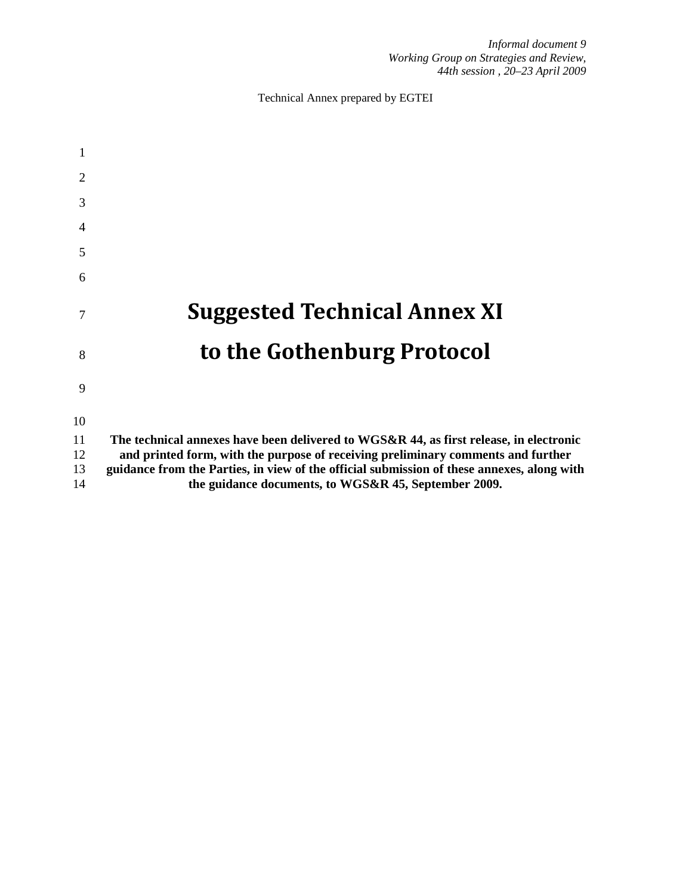*Informal document 9*
*Working Group on Strategies and Review,*
*44th session , 20–23 April 2009*

Technical Annex prepared by EGTEI

# Suggested Technical Annex XI

# to the Gothenburg Protocol

**The technical annexes have been delivered to WGS&R 44, as first release, in electronic and printed form, with the purpose of receiving preliminary comments and further guidance from the Parties, in view of the official submission of these annexes, along with the guidance documents, to WGS&R 45, September 2009.**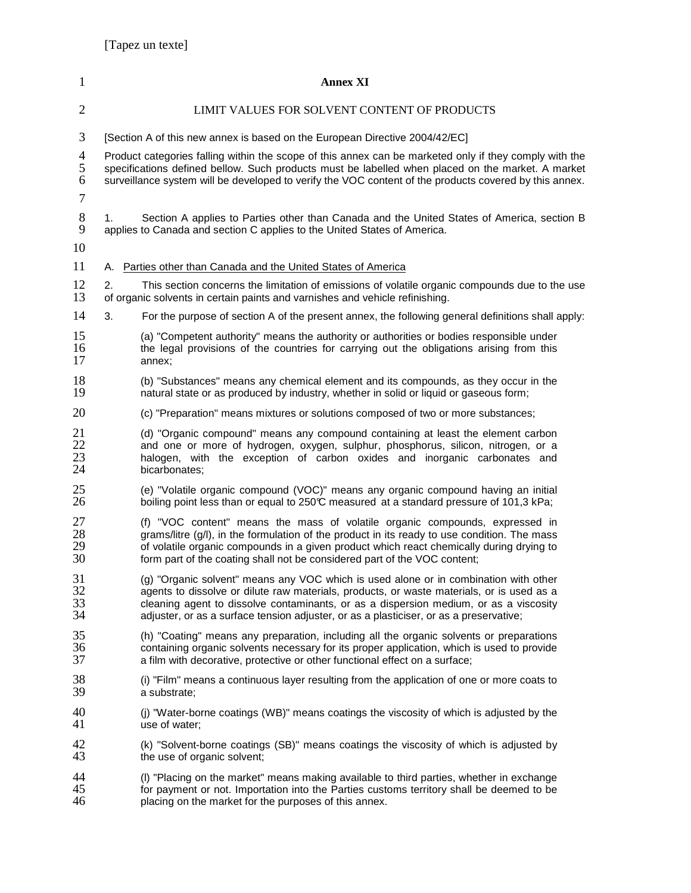# Annex XI

## LIMIT VALUES FOR SOLVENT CONTENT OF PRODUCTS

[Section A of this new annex is based on the European Directive 2004/42/EC]

Product categories falling within the scope of this annex can be marketed only if they comply with the specifications defined bellow. Such products must be labelled when placed on the market. A market surveillance system will be developed to verify the VOC content of the products covered by this annex.

1. Section A applies to Parties other than Canada and the United States of America, section B applies to Canada and section C applies to the United States of America.

### A. Parties other than Canada and the United States of America

2. This section concerns the limitation of emissions of volatile organic compounds due to the use of organic solvents in certain paints and varnishes and vehicle refinishing.

3. For the purpose of section A of the present annex, the following general definitions shall apply:

(a) "Competent authority" means the authority or authorities or bodies responsible under the legal provisions of the countries for carrying out the obligations arising from this annex;

(b) "Substances" means any chemical element and its compounds, as they occur in the natural state or as produced by industry, whether in solid or liquid or gaseous form;

(c) "Preparation" means mixtures or solutions composed of two or more substances;

(d) "Organic compound" means any compound containing at least the element carbon and one or more of hydrogen, oxygen, sulphur, phosphorus, silicon, nitrogen, or a halogen, with the exception of carbon oxides and inorganic carbonates and bicarbonates;

(e) "Volatile organic compound (VOC)" means any organic compound having an initial boiling point less than or equal to 250°C measured at a standard pressure of 101,3 kPa;

(f) "VOC content" means the mass of volatile organic compounds, expressed in grams/litre (g/l), in the formulation of the product in its ready to use condition. The mass of volatile organic compounds in a given product which react chemically during drying to form part of the coating shall not be considered part of the VOC content;

(g) "Organic solvent" means any VOC which is used alone or in combination with other agents to dissolve or dilute raw materials, products, or waste materials, or is used as a cleaning agent to dissolve contaminants, or as a dispersion medium, or as a viscosity adjuster, or as a surface tension adjuster, or as a plasticiser, or as a preservative;

(h) "Coating" means any preparation, including all the organic solvents or preparations containing organic solvents necessary for its proper application, which is used to provide a film with decorative, protective or other functional effect on a surface;

(i) "Film" means a continuous layer resulting from the application of one or more coats to a substrate;

(j) "Water-borne coatings (WB)" means coatings the viscosity of which is adjusted by the use of water;

(k) "Solvent-borne coatings (SB)" means coatings the viscosity of which is adjusted by the use of organic solvent;

(l) "Placing on the market" means making available to third parties, whether in exchange for payment or not. Importation into the Parties customs territory shall be deemed to be placing on the market for the purposes of this annex.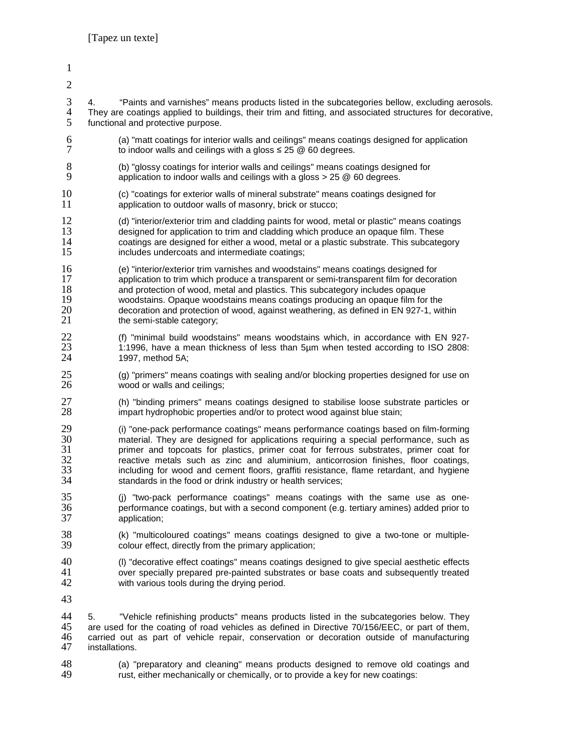4. “Paints and varnishes” means products listed in the subcategories bellow, excluding aerosols. They are coatings applied to buildings, their trim and fitting, and associated structures for decorative, functional and protective purpose.

(a) "matt coatings for interior walls and ceilings" means coatings designed for application to indoor walls and ceilings with a gloss ≤ 25 @ 60 degrees.

(b) "glossy coatings for interior walls and ceilings" means coatings designed for application to indoor walls and ceilings with a gloss > 25 @ 60 degrees.

(c) "coatings for exterior walls of mineral substrate" means coatings designed for application to outdoor walls of masonry, brick or stucco;

(d) "interior/exterior trim and cladding paints for wood, metal or plastic" means coatings designed for application to trim and cladding which produce an opaque film. These coatings are designed for either a wood, metal or a plastic substrate. This subcategory includes undercoats and intermediate coatings;

(e) "interior/exterior trim varnishes and woodstains" means coatings designed for application to trim which produce a transparent or semi-transparent film for decoration and protection of wood, metal and plastics. This subcategory includes opaque woodstains. Opaque woodstains means coatings producing an opaque film for the decoration and protection of wood, against weathering, as defined in EN 927-1, within the semi-stable category;

(f) "minimal build woodstains" means woodstains which, in accordance with EN 927-1:1996, have a mean thickness of less than 5μm when tested according to ISO 2808: 1997, method 5A;

(g) "primers" means coatings with sealing and/or blocking properties designed for use on wood or walls and ceilings;

(h) "binding primers" means coatings designed to stabilise loose substrate particles or impart hydrophobic properties and/or to protect wood against blue stain;

(i) "one-pack performance coatings" means performance coatings based on film-forming material. They are designed for applications requiring a special performance, such as primer and topcoats for plastics, primer coat for ferrous substrates, primer coat for reactive metals such as zinc and aluminium, anticorrosion finishes, floor coatings, including for wood and cement floors, graffiti resistance, flame retardant, and hygiene standards in the food or drink industry or health services;

(j) "two-pack performance coatings" means coatings with the same use as one-performance coatings, but with a second component (e.g. tertiary amines) added prior to application;

(k) "multicoloured coatings" means coatings designed to give a two-tone or multiple-colour effect, directly from the primary application;

(l) "decorative effect coatings" means coatings designed to give special aesthetic effects over specially prepared pre-painted substrates or base coats and subsequently treated with various tools during the drying period.

5. "Vehicle refinishing products" means products listed in the subcategories below. They are used for the coating of road vehicles as defined in Directive 70/156/EEC, or part of them, carried out as part of vehicle repair, conservation or decoration outside of manufacturing installations.

(a) "preparatory and cleaning" means products designed to remove old coatings and rust, either mechanically or chemically, or to provide a key for new coatings: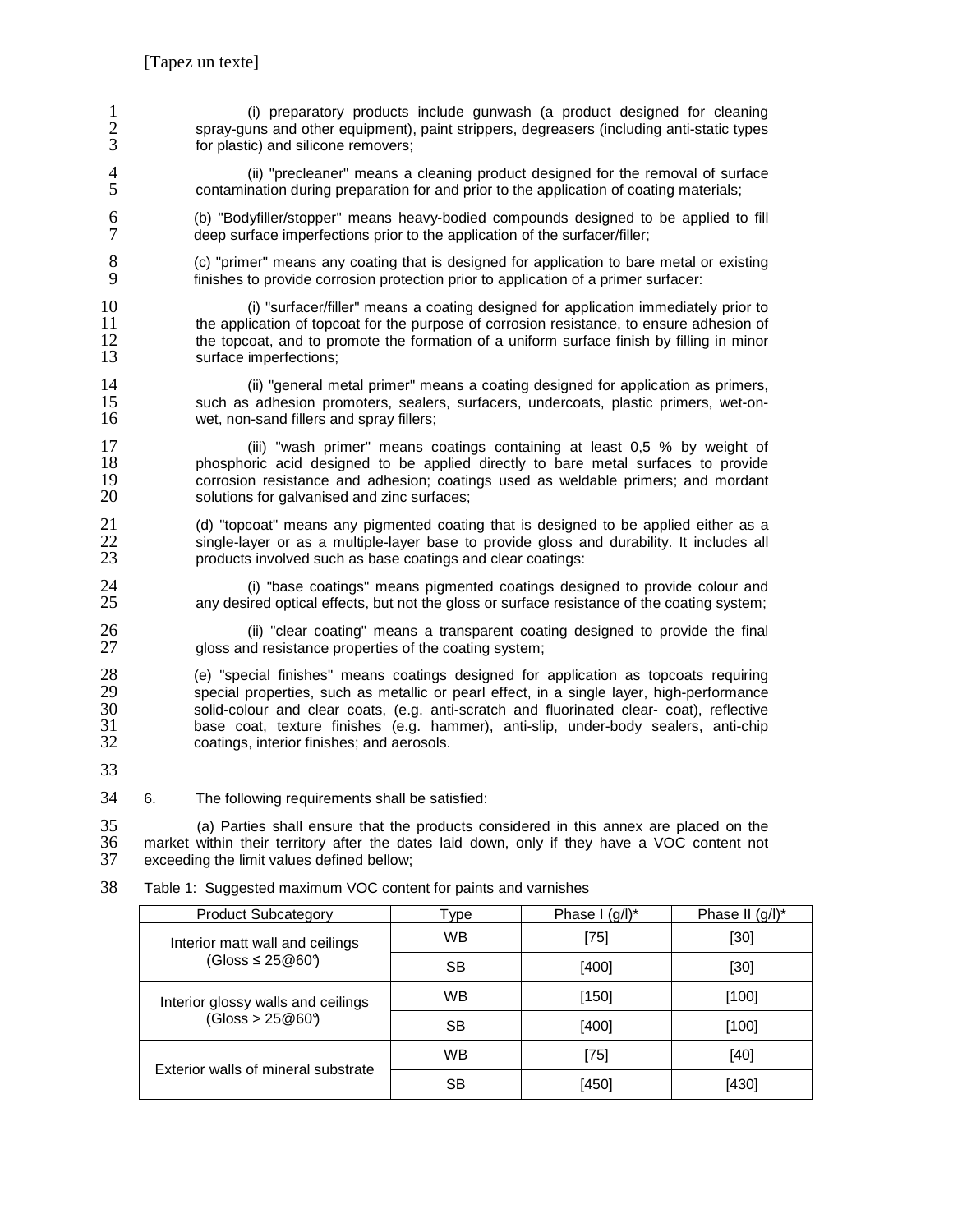(i) preparatory products include gunwash (a product designed for cleaning spray-guns and other equipment), paint strippers, degreasers (including anti-static types for plastic) and silicone removers;

(ii) "precleaner" means a cleaning product designed for the removal of surface contamination during preparation for and prior to the application of coating materials;

(b) "Bodyfiller/stopper" means heavy-bodied compounds designed to be applied to fill deep surface imperfections prior to the application of the surfacer/filler;

(c) "primer" means any coating that is designed for application to bare metal or existing finishes to provide corrosion protection prior to application of a primer surfacer:

(i) "surfacer/filler" means a coating designed for application immediately prior to the application of topcoat for the purpose of corrosion resistance, to ensure adhesion of the topcoat, and to promote the formation of a uniform surface finish by filling in minor surface imperfections;

(ii) "general metal primer" means a coating designed for application as primers, such as adhesion promoters, sealers, surfacers, undercoats, plastic primers, wet-on-wet, non-sand fillers and spray fillers;

(iii) "wash primer" means coatings containing at least 0,5 % by weight of phosphoric acid designed to be applied directly to bare metal surfaces to provide corrosion resistance and adhesion; coatings used as weldable primers; and mordant solutions for galvanised and zinc surfaces;

(d) "topcoat" means any pigmented coating that is designed to be applied either as a single-layer or as a multiple-layer base to provide gloss and durability. It includes all products involved such as base coatings and clear coatings:

(i) "base coatings" means pigmented coatings designed to provide colour and any desired optical effects, but not the gloss or surface resistance of the coating system;

(ii) "clear coating" means a transparent coating designed to provide the final gloss and resistance properties of the coating system;

(e) "special finishes" means coatings designed for application as topcoats requiring special properties, such as metallic or pearl effect, in a single layer, high-performance solid-colour and clear coats, (e.g. anti-scratch and fluorinated clear- coat), reflective base coat, texture finishes (e.g. hammer), anti-slip, under-body sealers, anti-chip coatings, interior finishes; and aerosols.

6. The following requirements shall be satisfied:

(a) Parties shall ensure that the products considered in this annex are placed on the market within their territory after the dates laid down, only if they have a VOC content not exceeding the limit values defined bellow;

Table 1: Suggested maximum VOC content for paints and varnishes

| Product Subcategory | Type | Phase I (g/l)* | Phase II (g/l)* |
|---|---|---|---|
| Interior matt wall and ceilings (Gloss ≤ 25@60°) | WB | [75] | [30] |
| | SB | [400] | [30] |
| Interior glossy walls and ceilings (Gloss > 25@60°) | WB | [150] | [100] |
| | SB | [400] | [100] |
| Exterior walls of mineral substrate | WB | [75] | [40] |
| | SB | [450] | [430] |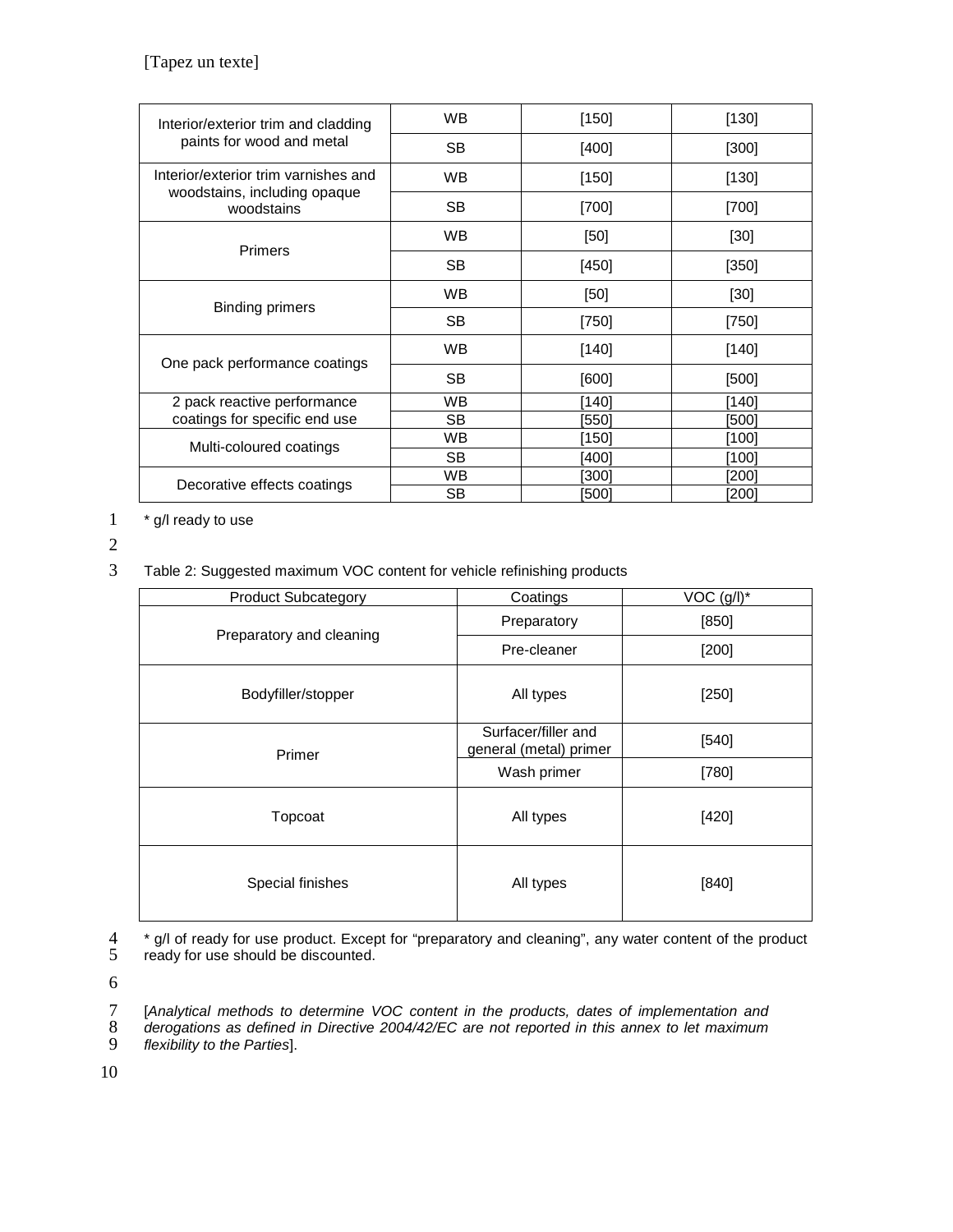| | | | |
|---|---|---|---|
| Interior/exterior trim and cladding paints for wood and metal | WB | [150] | [130] |
| | SB | [400] | [300] |
| Interior/exterior trim varnishes and woodstains, including opaque woodstains | WB | [150] | [130] |
| | SB | [700] | [700] |
| Primers | WB | [50] | [30] |
| | SB | [450] | [350] |
| Binding primers | WB | [50] | [30] |
| | SB | [750] | [750] |
| One pack performance coatings | WB | [140] | [140] |
| | SB | [600] | [500] |
| 2 pack reactive performance coatings for specific end use | WB | [140] | [140] |
| | SB | [550] | [500] |
| Multi-coloured coatings | WB | [150] | [100] |
| | SB | [400] | [100] |
| Decorative effects coatings | WB | [300] | [200] |
| | SB | [500] | [200] |

* g/l ready to use

Table 2: Suggested maximum VOC content for vehicle refinishing products

| Product Subcategory | Coatings | VOC (g/l)* |
|---|---|---|
| Preparatory and cleaning | Preparatory | [850] |
| | Pre-cleaner | [200] |
| Bodyfiller/stopper | All types | [250] |
| Primer | Surfacer/filler and general (metal) primer | [540] |
| | Wash primer | [780] |
| Topcoat | All types | [420] |
| Special finishes | All types | [840] |

* g/l of ready for use product. Except for "preparatory and cleaning", any water content of the product ready for use should be discounted.

[*Analytical methods to determine VOC content in the products, dates of implementation and derogations as defined in Directive 2004/42/EC are not reported in this annex to let maximum flexibility to the Parties*].